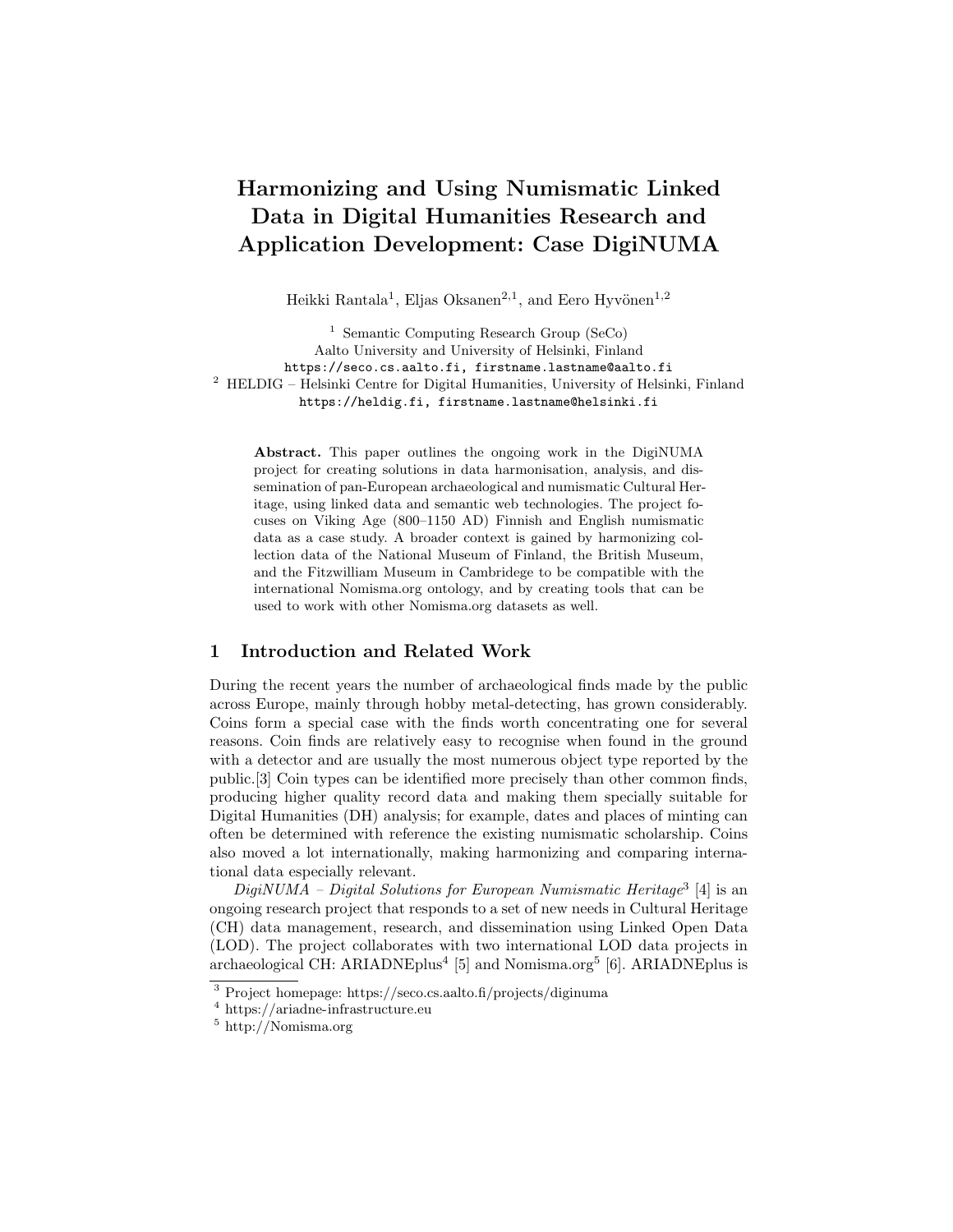# Harmonizing and Using Numismatic Linked Data in Digital Humanities Research and Application Development: Case DigiNUMA

Heikki Rantala[1], Eljas Oksanen[2,1], and Eero Hyvönen[1,2]

[1] Semantic Computing Research Group (SeCo)
Aalto University and University of Helsinki, Finland
`https://seco.cs.aalto.fi, firstname.lastname@aalto.fi`

[2] HELDIG – Helsinki Centre for Digital Humanities, University of Helsinki, Finland
`https://heldig.fi, firstname.lastname@helsinki.fi`

**Abstract.** This paper outlines the ongoing work in the DigiNUMA project for creating solutions in data harmonisation, analysis, and dissemination of pan-European archaeological and numismatic Cultural Heritage, using linked data and semantic web technologies. The project focuses on Viking Age (800–1150 AD) Finnish and English numismatic data as a case study. A broader context is gained by harmonizing collection data of the National Museum of Finland, the British Museum, and the Fitzwilliam Museum in Cambridege to be compatible with the international Nomisma.org ontology, and by creating tools that can be used to work with other Nomisma.org datasets as well.

## 1 Introduction and Related Work

During the recent years the number of archaeological finds made by the public across Europe, mainly through hobby metal-detecting, has grown considerably. Coins form a special case with the finds worth concentrating one for several reasons. Coin finds are relatively easy to recognise when found in the ground with a detector and are usually the most numerous object type reported by the public.[3] Coin types can be identified more precisely than other common finds, producing higher quality record data and making them specially suitable for Digital Humanities (DH) analysis; for example, dates and places of minting can often be determined with reference the existing numismatic scholarship. Coins also moved a lot internationally, making harmonizing and comparing international data especially relevant.

*DigiNUMA – Digital Solutions for European Numismatic Heritage*[3] [4] is an ongoing research project that responds to a set of new needs in Cultural Heritage (CH) data management, research, and dissemination using Linked Open Data (LOD). The project collaborates with two international LOD data projects in archaeological CH: ARIADNEplus[4] [5] and Nomisma.org[5] [6]. ARIADNEplus is

[3] Project homepage: https://seco.cs.aalto.fi/projects/diginuma
[4] https://ariadne-infrastructure.eu
[5] http://Nomisma.org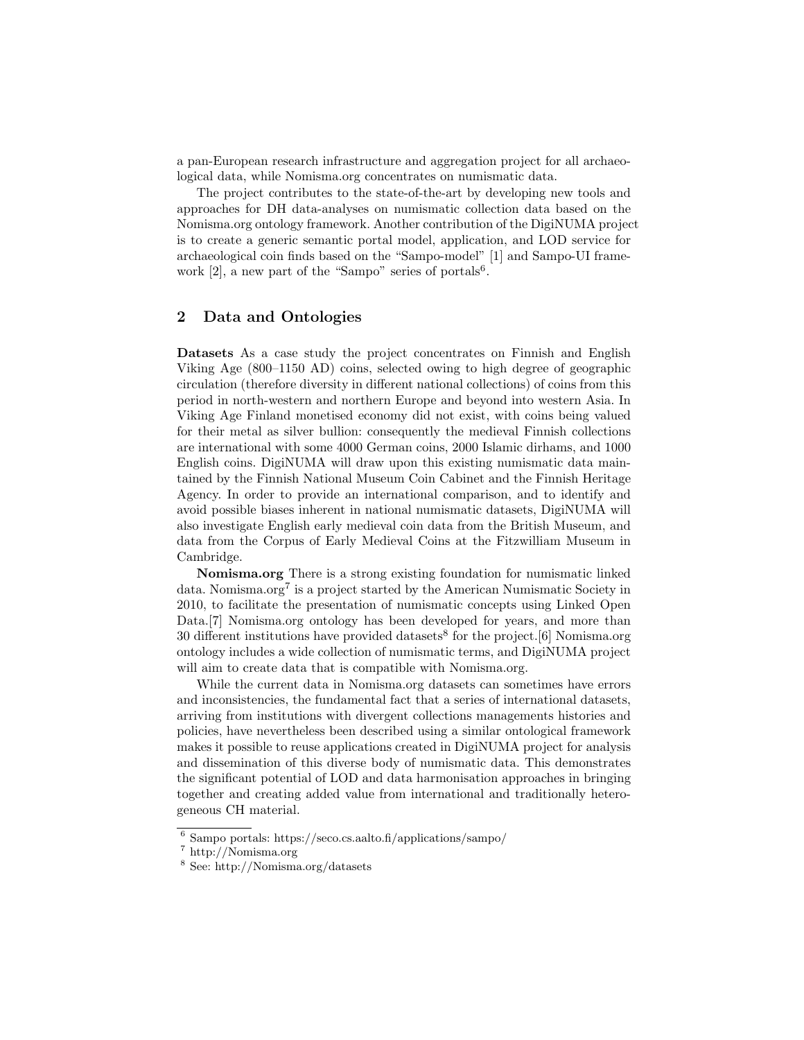a pan-European research infrastructure and aggregation project for all archaeological data, while Nomisma.org concentrates on numismatic data.

The project contributes to the state-of-the-art by developing new tools and approaches for DH data-analyses on numismatic collection data based on the Nomisma.org ontology framework. Another contribution of the DigiNUMA project is to create a generic semantic portal model, application, and LOD service for archaeological coin finds based on the "Sampo-model" [1] and Sampo-UI framework [2], a new part of the "Sampo" series of portals[6].

## 2 Data and Ontologies

**Datasets** As a case study the project concentrates on Finnish and English Viking Age (800–1150 AD) coins, selected owing to high degree of geographic circulation (therefore diversity in different national collections) of coins from this period in north-western and northern Europe and beyond into western Asia. In Viking Age Finland monetised economy did not exist, with coins being valued for their metal as silver bullion: consequently the medieval Finnish collections are international with some 4000 German coins, 2000 Islamic dirhams, and 1000 English coins. DigiNUMA will draw upon this existing numismatic data maintained by the Finnish National Museum Coin Cabinet and the Finnish Heritage Agency. In order to provide an international comparison, and to identify and avoid possible biases inherent in national numismatic datasets, DigiNUMA will also investigate English early medieval coin data from the British Museum, and data from the Corpus of Early Medieval Coins at the Fitzwilliam Museum in Cambridge.

**Nomisma.org** There is a strong existing foundation for numismatic linked data. Nomisma.org[7] is a project started by the American Numismatic Society in 2010, to facilitate the presentation of numismatic concepts using Linked Open Data.[7] Nomisma.org ontology has been developed for years, and more than 30 different institutions have provided datasets[8] for the project.[6] Nomisma.org ontology includes a wide collection of numismatic terms, and DigiNUMA project will aim to create data that is compatible with Nomisma.org.

While the current data in Nomisma.org datasets can sometimes have errors and inconsistencies, the fundamental fact that a series of international datasets, arriving from institutions with divergent collections managements histories and policies, have nevertheless been described using a similar ontological framework makes it possible to reuse applications created in DigiNUMA project for analysis and dissemination of this diverse body of numismatic data. This demonstrates the significant potential of LOD and data harmonisation approaches in bringing together and creating added value from international and traditionally heterogeneous CH material.

---

[6] Sampo portals: https://seco.cs.aalto.fi/applications/sampo/

[7] http://Nomisma.org

[8] See: http://Nomisma.org/datasets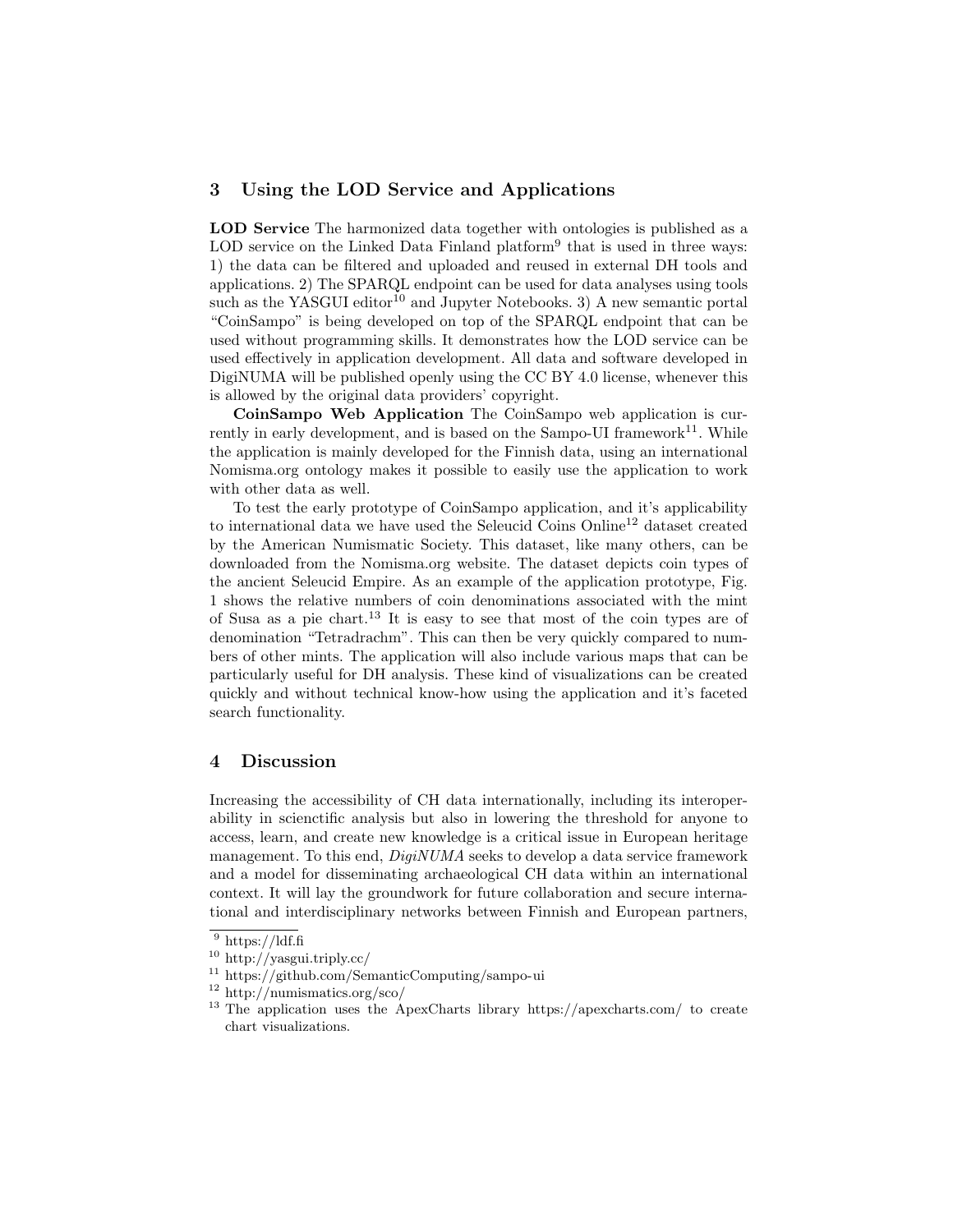## 3 Using the LOD Service and Applications

**LOD Service** The harmonized data together with ontologies is published as a LOD service on the Linked Data Finland platform[9] that is used in three ways: 1) the data can be filtered and uploaded and reused in external DH tools and applications. 2) The SPARQL endpoint can be used for data analyses using tools such as the YASGUI editor[10] and Jupyter Notebooks. 3) A new semantic portal "CoinSampo" is being developed on top of the SPARQL endpoint that can be used without programming skills. It demonstrates how the LOD service can be used effectively in application development. All data and software developed in DigiNUMA will be published openly using the CC BY 4.0 license, whenever this is allowed by the original data providers' copyright.

**CoinSampo Web Application** The CoinSampo web application is currently in early development, and is based on the Sampo-UI framework[11]. While the application is mainly developed for the Finnish data, using an international Nomisma.org ontology makes it possible to easily use the application to work with other data as well.

To test the early prototype of CoinSampo application, and it's applicability to international data we have used the Seleucid Coins Online[12] dataset created by the American Numismatic Society. This dataset, like many others, can be downloaded from the Nomisma.org website. The dataset depicts coin types of the ancient Seleucid Empire. As an example of the application prototype, Fig. 1 shows the relative numbers of coin denominations associated with the mint of Susa as a pie chart.[13] It is easy to see that most of the coin types are of denomination "Tetradrachm". This can then be very quickly compared to numbers of other mints. The application will also include various maps that can be particularly useful for DH analysis. These kind of visualizations can be created quickly and without technical know-how using the application and it's faceted search functionality.

## 4 Discussion

Increasing the accessibility of CH data internationally, including its interoperability in scienctific analysis but also in lowering the threshold for anyone to access, learn, and create new knowledge is a critical issue in European heritage management. To this end, *DigiNUMA* seeks to develop a data service framework and a model for disseminating archaeological CH data within an international context. It will lay the groundwork for future collaboration and secure international and interdisciplinary networks between Finnish and European partners,

---

[9] https://ldf.fi

[10] http://yasgui.triply.cc/

[11] https://github.com/SemanticComputing/sampo-ui

[12] http://numismatics.org/sco/

[13] The application uses the ApexCharts library https://apexcharts.com/ to create chart visualizations.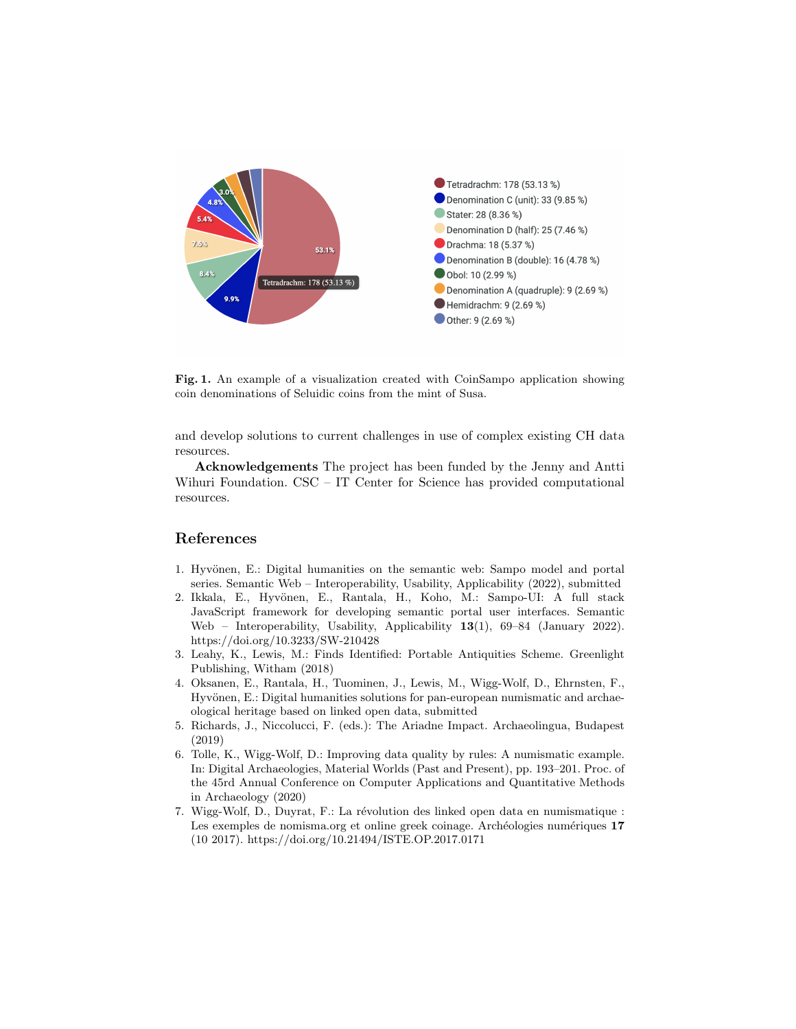53.1%
9.9%
8.4%
7.5%
5.4%
4.8%
3.0%

Tetradrachm: 178 (53.13 %)

Tetradrachm: 178 (53.13 %)
Denomination C (unit): 33 (9.85 %)
Stater: 28 (8.36 %)
Denomination D (half): 25 (7.46 %)
Drachma: 18 (5.37 %)
Denomination B (double): 16 (4.78 %)
Obol: 10 (2.99 %)
Denomination A (quadruple): 9 (2.69 %)
Hemidrachm: 9 (2.69 %)
Other: 9 (2.69 %)

**Fig. 1.** An example of a visualization created with CoinSampo application showing coin denominations of Seluidic coins from the mint of Susa.

and develop solutions to current challenges in use of complex existing CH data resources.

**Acknowledgements** The project has been funded by the Jenny and Antti Wihuri Foundation. CSC – IT Center for Science has provided computational resources.

## References

1. Hyvönen, E.: Digital humanities on the semantic web: Sampo model and portal series. Semantic Web – Interoperability, Usability, Applicability (2022), submitted
2. Ikkala, E., Hyvönen, E., Rantala, H., Koho, M.: Sampo-UI: A full stack JavaScript framework for developing semantic portal user interfaces. Semantic Web – Interoperability, Usability, Applicability **13**(1), 69–84 (January 2022). https://doi.org/10.3233/SW-210428
3. Leahy, K., Lewis, M.: Finds Identified: Portable Antiquities Scheme. Greenlight Publishing, Witham (2018)
4. Oksanen, E., Rantala, H., Tuominen, J., Lewis, M., Wigg-Wolf, D., Ehrnsten, F., Hyvönen, E.: Digital humanities solutions for pan-european numismatic and archaeological heritage based on linked open data, submitted
5. Richards, J., Niccolucci, F. (eds.): The Ariadne Impact. Archaeolingua, Budapest (2019)
6. Tolle, K., Wigg-Wolf, D.: Improving data quality by rules: A numismatic example. In: Digital Archaeologies, Material Worlds (Past and Present), pp. 193–201. Proc. of the 45rd Annual Conference on Computer Applications and Quantitative Methods in Archaeology (2020)
7. Wigg-Wolf, D., Duyrat, F.: La révolution des linked open data en numismatique : Les exemples de nomisma.org et online greek coinage. Archéologies numériques **17** (10 2017). https://doi.org/10.21494/ISTE.OP.2017.0171